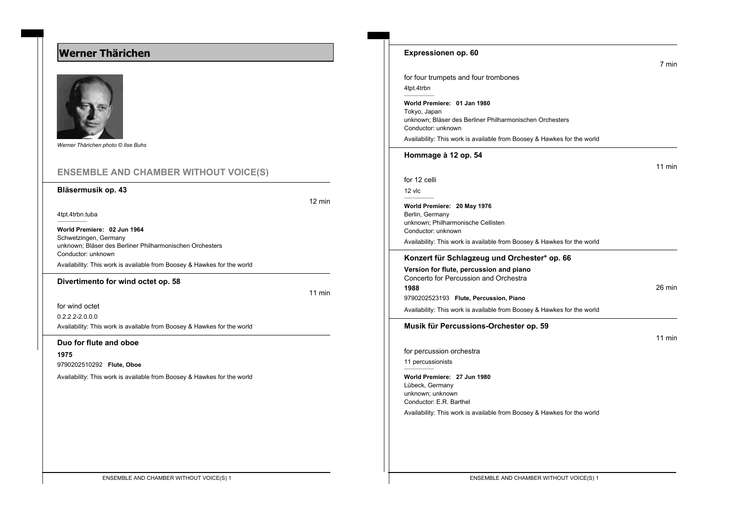# Werner Thärichen

*Werner Thärichen photo © Ilse Buhs*

## ENSEMBLE AND CHAMBER WITHOUT VOICE(S)

### Bläsermusik op. 43

12 min

4tpt.4trbn.tuba

**World Premiere: 02 Jun 1964**
Schwetzingen, Germany
unknown; Bläser des Berliner Philharmonischen Orchesters
Conductor: unknown

Availability: This work is available from Boosey & Hawkes for the world

### Divertimento for wind octet op. 58

11 min

for wind octet
0.2.2.2-2.0.0.0

Availability: This work is available from Boosey & Hawkes for the world

### Duo for flute and oboe

**1975**
9790202510292 **Flute, Oboe**

Availability: This work is available from Boosey & Hawkes for the world

### Expressionen op. 60

7 min

for four trumpets and four trombones
4tpt.4trbn

**World Premiere: 01 Jan 1980**
Tokyo, Japan
unknown; Bläser des Berliner Philharmonischen Orchesters
Conductor: unknown

Availability: This work is available from Boosey & Hawkes for the world

### Hommage à 12 op. 54

11 min

for 12 celli
12 vlc

**World Premiere: 20 May 1976**
Berlin, Germany
unknown; Philharmonische Cellisten
Conductor: unknown

Availability: This work is available from Boosey & Hawkes for the world

### Konzert für Schlagzeug und Orchester* op. 66

**Version for flute, percussion and piano**
Concerto for Percussion and Orchestra
**1988**

26 min

9790202523193 **Flute, Percussion, Piano**

Availability: This work is available from Boosey & Hawkes for the world

### Musik für Percussions-Orchester op. 59

11 min

for percussion orchestra
11 percussionists

**World Premiere: 27 Jun 1980**
Lübeck, Germany
unknown; unknown
Conductor: E.R. Barthel

Availability: This work is available from Boosey & Hawkes for the world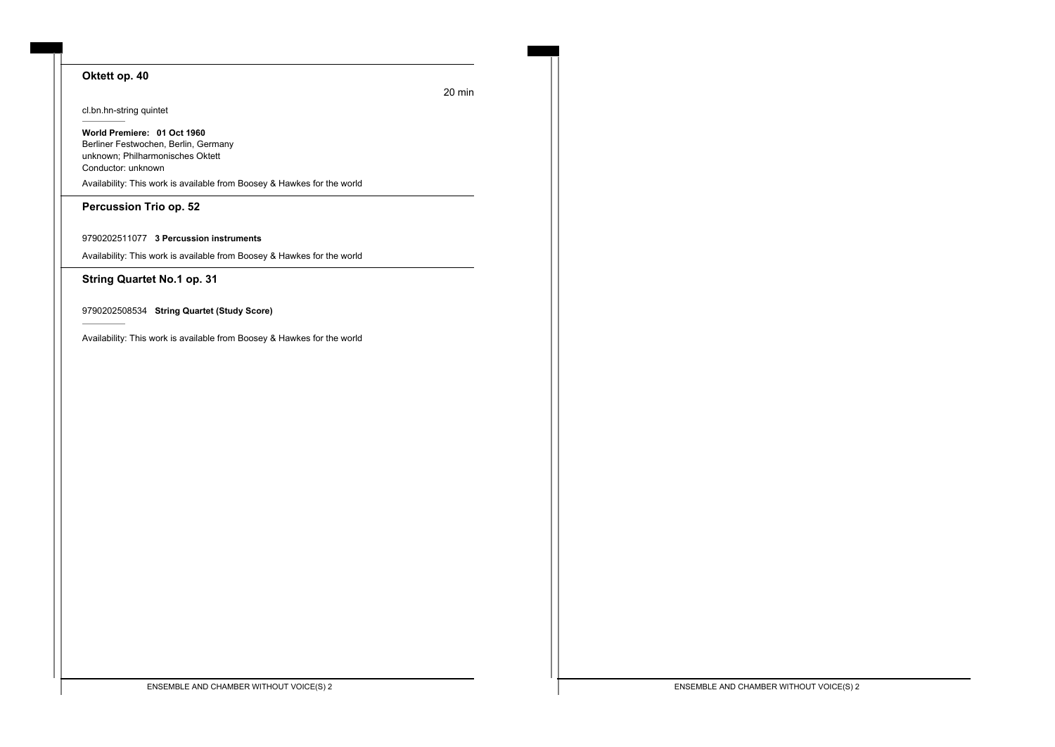## Oktett op. 40

20 min

cl.bn.hn-string quintet

**World Premiere: 01 Oct 1960**
Berliner Festwochen, Berlin, Germany
unknown; Philharmonisches Oktett
Conductor: unknown

Availability: This work is available from Boosey & Hawkes for the world

## Percussion Trio op. 52

9790202511077 **3 Percussion instruments**

Availability: This work is available from Boosey & Hawkes for the world

## String Quartet No.1 op. 31

9790202508534 **String Quartet (Study Score)**

Availability: This work is available from Boosey & Hawkes for the world